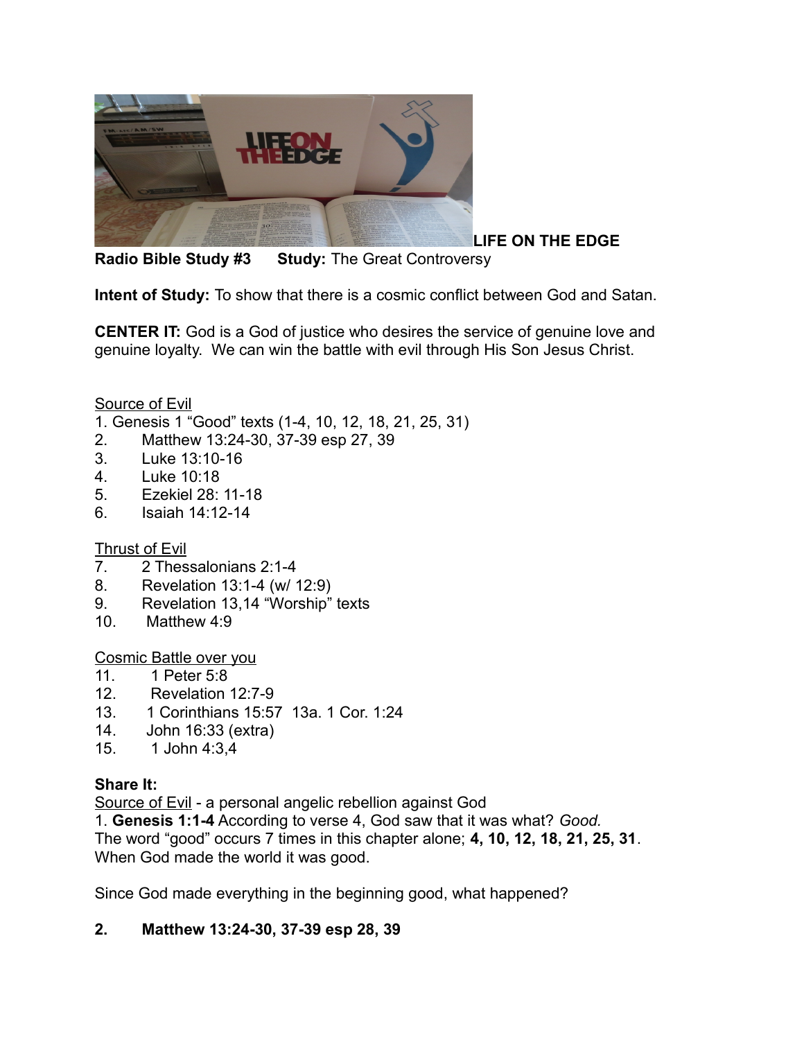**LIFE ON THE EDGE**

**Radio Bible Study #3** **Study:** The Great Controversy

**Intent of Study:** To show that there is a cosmic conflict between God and Satan.

**CENTER IT:** God is a God of justice who desires the service of genuine love and genuine loyalty. We can win the battle with evil through His Son Jesus Christ.

Source of Evil

1. Genesis 1 "Good" texts (1-4, 10, 12, 18, 21, 25, 31)
2. Matthew 13:24-30, 37-39 esp 27, 39
3. Luke 13:10-16
4. Luke 10:18
5. Ezekiel 28: 11-18
6. Isaiah 14:12-14

Thrust of Evil

7. 2 Thessalonians 2:1-4
8. Revelation 13:1-4 (w/ 12:9)
9. Revelation 13,14 "Worship" texts
10. Matthew 4:9

Cosmic Battle over you

11. 1 Peter 5:8
12. Revelation 12:7-9
13. 1 Corinthians 15:57 13a. 1 Cor. 1:24
14. John 16:33 (extra)
15. 1 John 4:3,4

**Share It:**

Source of Evil - a personal angelic rebellion against God

1. **Genesis 1:1-4** According to verse 4, God saw that it was what? *Good.*
The word "good" occurs 7 times in this chapter alone; **4, 10, 12, 18, 21, 25, 31**.
When God made the world it was good.

Since God made everything in the beginning good, what happened?

2. **Matthew 13:24-30, 37-39 esp 28, 39**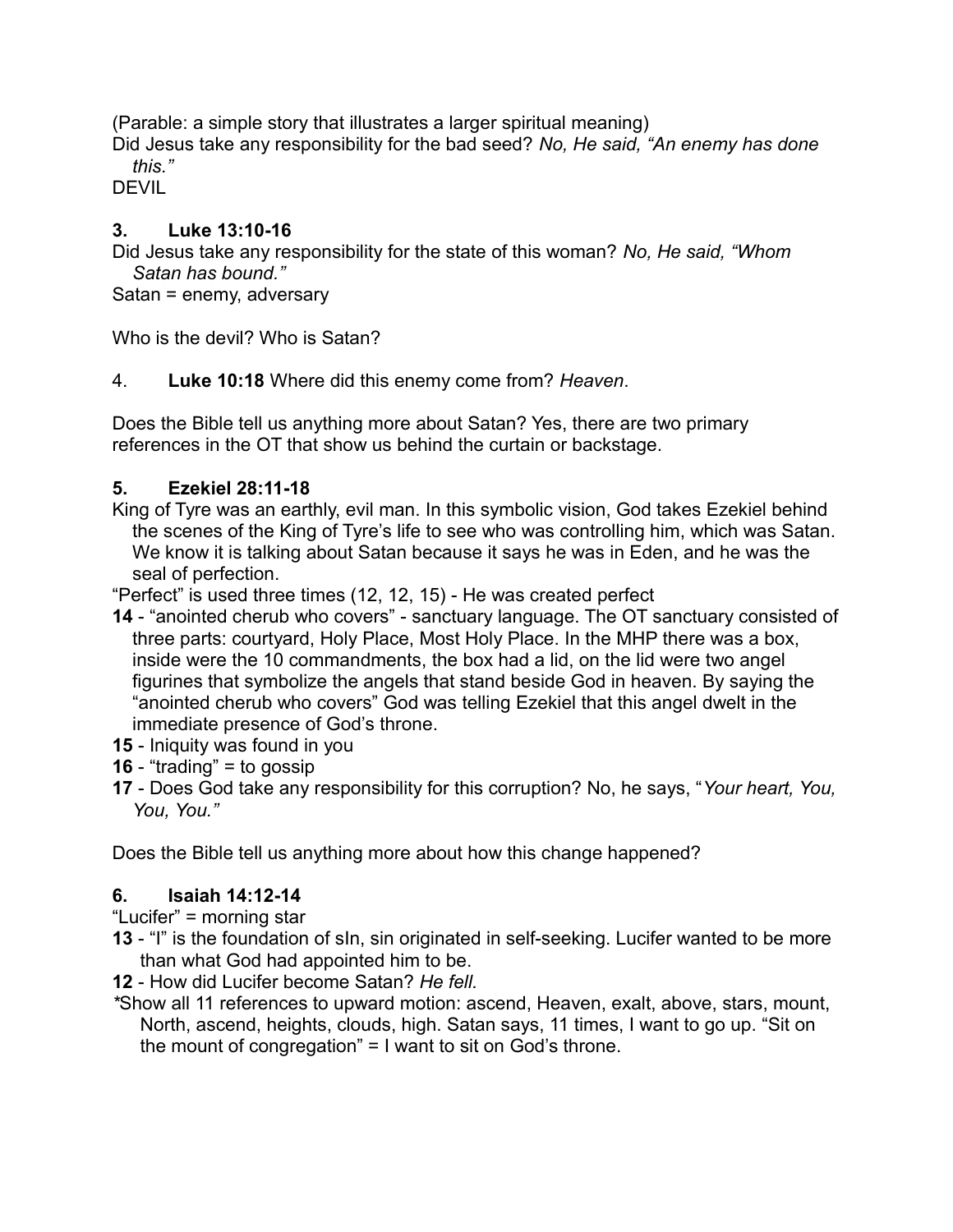(Parable: a simple story that illustrates a larger spiritual meaning)

Did Jesus take any responsibility for the bad seed? *No, He said, "An enemy has done this."*

DEVIL

**3. Luke 13:10-16**

Did Jesus take any responsibility for the state of this woman? *No, He said, "Whom Satan has bound."*

Satan = enemy, adversary

Who is the devil? Who is Satan?

4. **Luke 10:18** Where did this enemy come from? *Heaven*.

Does the Bible tell us anything more about Satan? Yes, there are two primary references in the OT that show us behind the curtain or backstage.

**5. Ezekiel 28:11-18**

King of Tyre was an earthly, evil man. In this symbolic vision, God takes Ezekiel behind the scenes of the King of Tyre's life to see who was controlling him, which was Satan. We know it is talking about Satan because it says he was in Eden, and he was the seal of perfection.

"Perfect" is used three times (12, 12, 15) - He was created perfect

**14** - "anointed cherub who covers" - sanctuary language. The OT sanctuary consisted of three parts: courtyard, Holy Place, Most Holy Place. In the MHP there was a box, inside were the 10 commandments, the box had a lid, on the lid were two angel figurines that symbolize the angels that stand beside God in heaven. By saying the "anointed cherub who covers" God was telling Ezekiel that this angel dwelt in the immediate presence of God's throne.

**15** - Iniquity was found in you

**16** - "trading" = to gossip

**17** - Does God take any responsibility for this corruption? No, he says, "*Your heart, You, You, You."*

Does the Bible tell us anything more about how this change happened?

**6. Isaiah 14:12-14**

"Lucifer" = morning star

**13** - "I" is the foundation of sIn, sin originated in self-seeking. Lucifer wanted to be more than what God had appointed him to be.

**12** - How did Lucifer become Satan? *He fell.*

*Show all 11 references to upward motion: ascend, Heaven, exalt, above, stars, mount, North, ascend, heights, clouds, high. Satan says, 11 times, I want to go up. "Sit on the mount of congregation" = I want to sit on God's throne.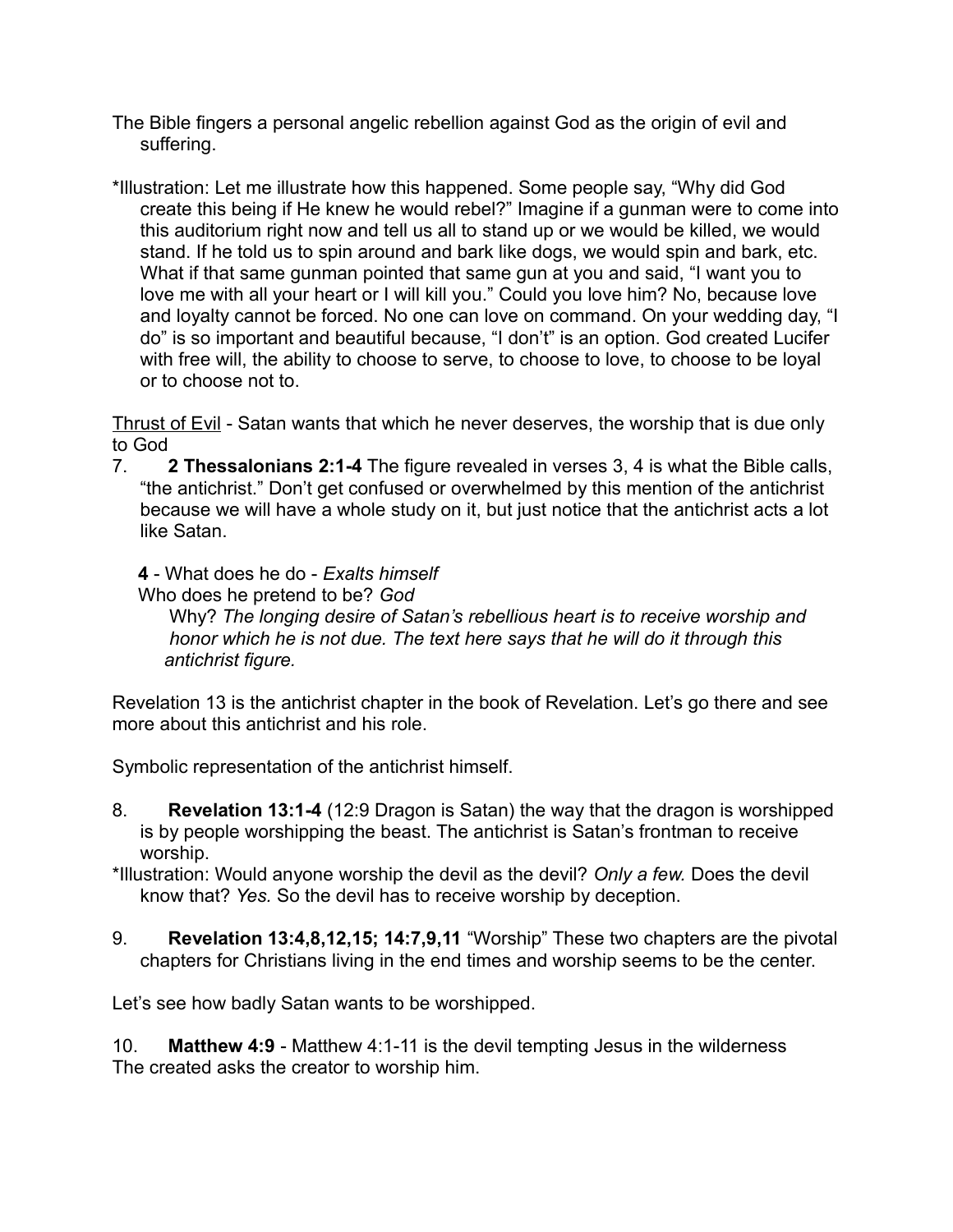The Bible fingers a personal angelic rebellion against God as the origin of evil and suffering.

*Illustration: Let me illustrate how this happened. Some people say, "Why did God create this being if He knew he would rebel?" Imagine if a gunman were to come into this auditorium right now and tell us all to stand up or we would be killed, we would stand. If he told us to spin around and bark like dogs, we would spin and bark, etc. What if that same gunman pointed that same gun at you and said, "I want you to love me with all your heart or I will kill you." Could you love him? No, because love and loyalty cannot be forced. No one can love on command. On your wedding day, "I do" is so important and beautiful because, "I don't" is an option. God created Lucifer with free will, the ability to choose to serve, to choose to love, to choose to be loyal or to choose not to.

<u>Thrust of Evil</u> - Satan wants that which he never deserves, the worship that is due only to God

7. **2 Thessalonians 2:1-4** The figure revealed in verses 3, 4 is what the Bible calls, "the antichrist." Don't get confused or overwhelmed by this mention of the antichrist because we will have a whole study on it, but just notice that the antichrist acts a lot like Satan.

   **4** - What does he do - *Exalts himself*
   Who does he pretend to be? *God*
   Why? *The longing desire of Satan's rebellious heart is to receive worship and honor which he is not due. The text here says that he will do it through this antichrist figure.*

Revelation 13 is the antichrist chapter in the book of Revelation. Let's go there and see more about this antichrist and his role.

Symbolic representation of the antichrist himself.

8. **Revelation 13:1-4** (12:9 Dragon is Satan) the way that the dragon is worshipped is by people worshipping the beast. The antichrist is Satan's frontman to receive worship.

*Illustration: Would anyone worship the devil as the devil? *Only a few.* Does the devil know that? *Yes.* So the devil has to receive worship by deception.

9. **Revelation 13:4,8,12,15; 14:7,9,11** "Worship" These two chapters are the pivotal chapters for Christians living in the end times and worship seems to be the center.

Let's see how badly Satan wants to be worshipped.

10. **Matthew 4:9** - Matthew 4:1-11 is the devil tempting Jesus in the wilderness
The created asks the creator to worship him.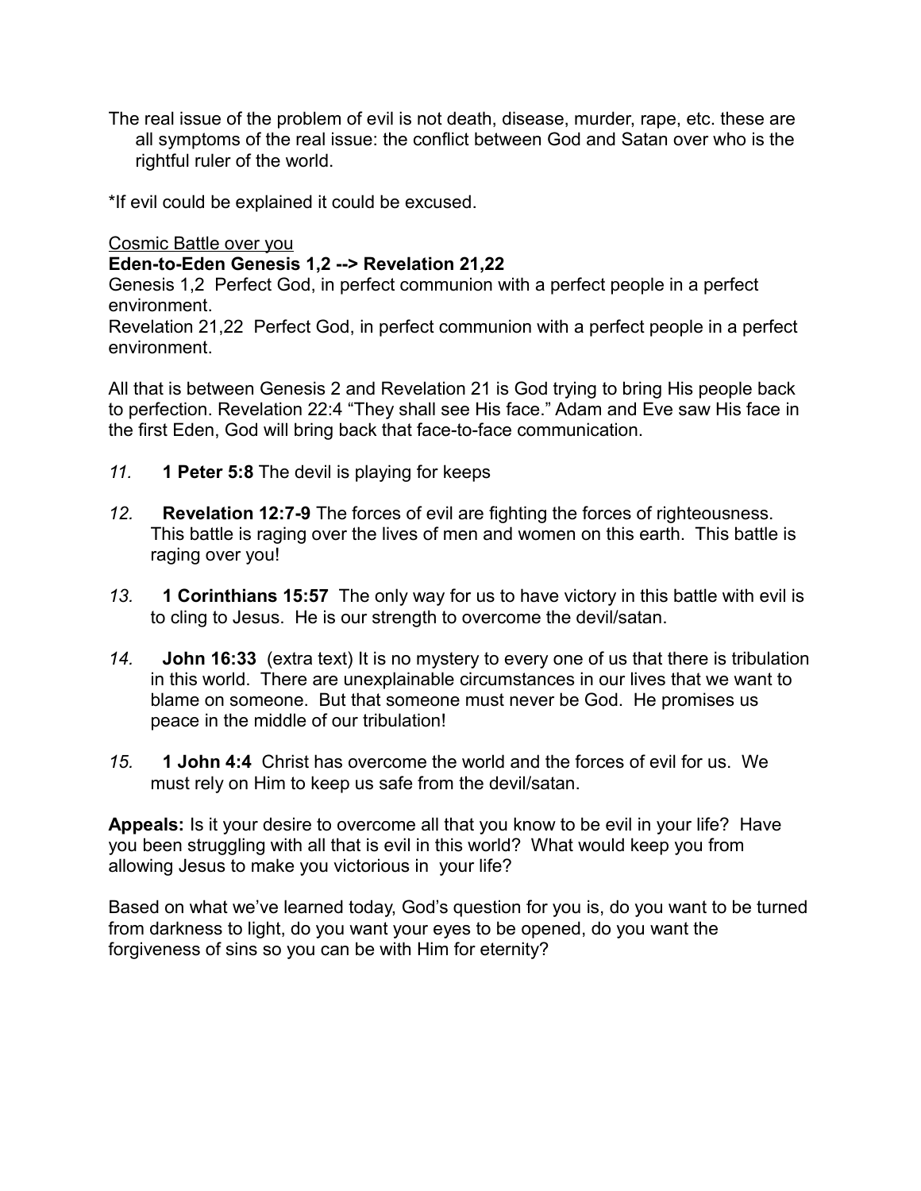The real issue of the problem of evil is not death, disease, murder, rape, etc. these are all symptoms of the real issue: the conflict between God and Satan over who is the rightful ruler of the world.

*If evil could be explained it could be excused.

<u>Cosmic Battle over you</u>

**Eden-to-Eden Genesis 1,2 --> Revelation 21,22**

Genesis 1,2  Perfect God, in perfect communion with a perfect people in a perfect environment.

Revelation 21,22  Perfect God, in perfect communion with a perfect people in a perfect environment.

All that is between Genesis 2 and Revelation 21 is God trying to bring His people back to perfection. Revelation 22:4 “They shall see His face.” Adam and Eve saw His face in the first Eden, God will bring back that face-to-face communication.

*11.* **1 Peter 5:8** The devil is playing for keeps

*12.* **Revelation 12:7-9** The forces of evil are fighting the forces of righteousness. This battle is raging over the lives of men and women on this earth. This battle is raging over you!

*13.* **1 Corinthians 15:57** The only way for us to have victory in this battle with evil is to cling to Jesus. He is our strength to overcome the devil/satan.

*14.* **John 16:33** (extra text) It is no mystery to every one of us that there is tribulation in this world. There are unexplainable circumstances in our lives that we want to blame on someone. But that someone must never be God. He promises us peace in the middle of our tribulation!

*15.* **1 John 4:4** Christ has overcome the world and the forces of evil for us. We must rely on Him to keep us safe from the devil/satan.

**Appeals:** Is it your desire to overcome all that you know to be evil in your life? Have you been struggling with all that is evil in this world? What would keep you from allowing Jesus to make you victorious in your life?

Based on what we’ve learned today, God’s question for you is, do you want to be turned from darkness to light, do you want your eyes to be opened, do you want the forgiveness of sins so you can be with Him for eternity?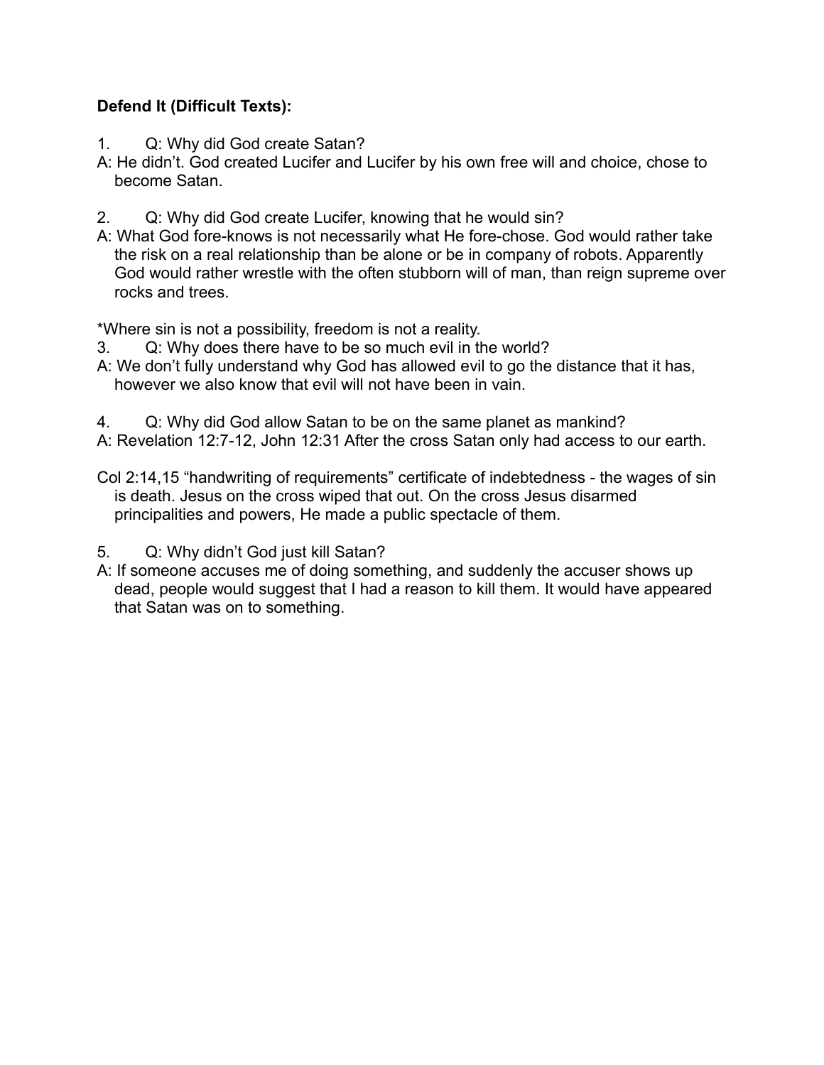**Defend It (Difficult Texts):**

1. Q: Why did God create Satan?

A: He didn't. God created Lucifer and Lucifer by his own free will and choice, chose to become Satan.

2. Q: Why did God create Lucifer, knowing that he would sin?

A: What God fore-knows is not necessarily what He fore-chose. God would rather take the risk on a real relationship than be alone or be in company of robots. Apparently God would rather wrestle with the often stubborn will of man, than reign supreme over rocks and trees.

*Where sin is not a possibility, freedom is not a reality.

3. Q: Why does there have to be so much evil in the world?

A: We don't fully understand why God has allowed evil to go the distance that it has, however we also know that evil will not have been in vain.

4. Q: Why did God allow Satan to be on the same planet as mankind?

A: Revelation 12:7-12, John 12:31 After the cross Satan only had access to our earth.

Col 2:14,15 "handwriting of requirements" certificate of indebtedness - the wages of sin is death. Jesus on the cross wiped that out. On the cross Jesus disarmed principalities and powers, He made a public spectacle of them.

5. Q: Why didn't God just kill Satan?

A: If someone accuses me of doing something, and suddenly the accuser shows up dead, people would suggest that I had a reason to kill them. It would have appeared that Satan was on to something.